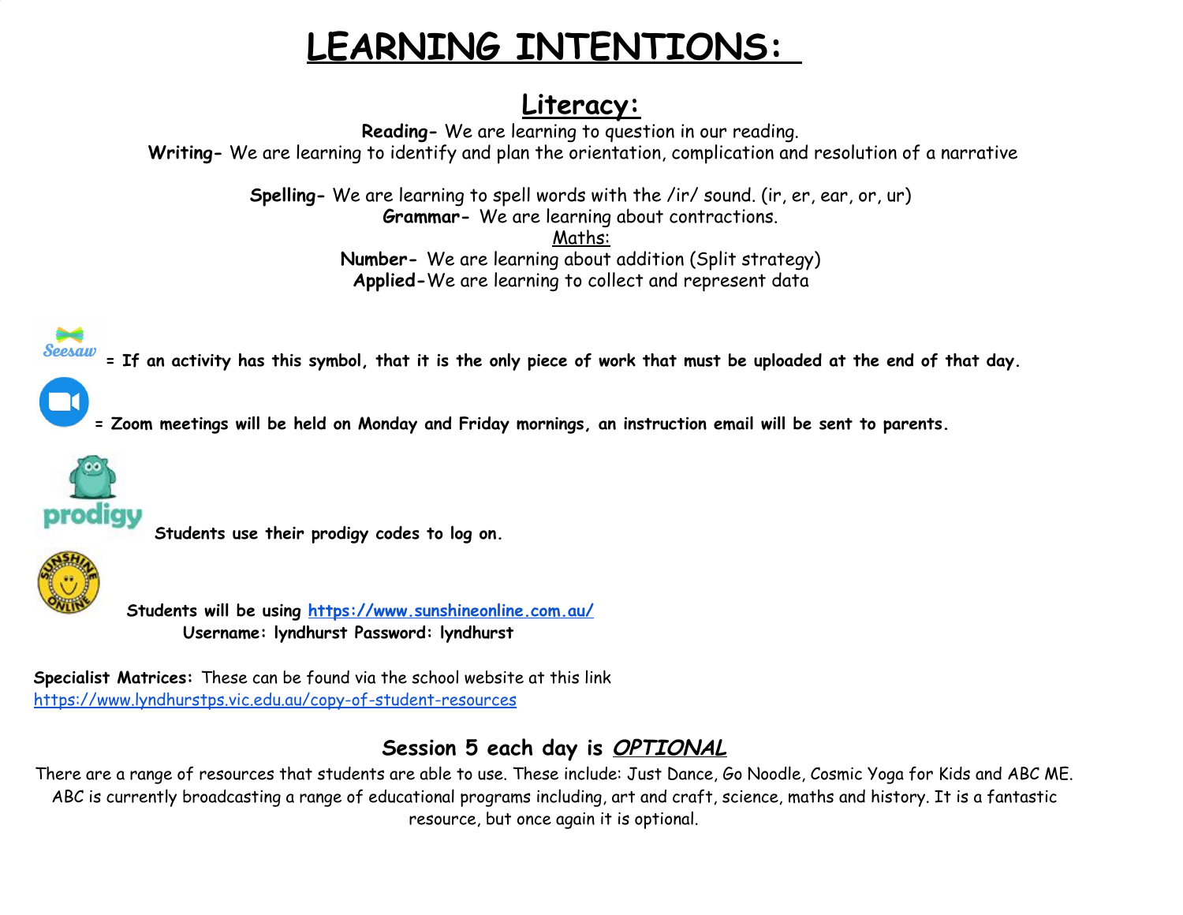# LEARNING INTENTIONS:

## Literacy:

**Reading-** We are learning to question in our reading.
**Writing-** We are learning to identify and plan the orientation, complication and resolution of a narrative

**Spelling-** We are learning to spell words with the /ir/ sound. (ir, er, ear, or, ur)
**Grammar-** We are learning about contractions.

## Maths:

**Number-** We are learning about addition (Split strategy)
**Applied-** We are learning to collect and represent data

Seesaw **= If an activity has this symbol, that it is the only piece of work that must be uploaded at the end of that day.**

**= Zoom meetings will be held on Monday and Friday mornings, an instruction email will be sent to parents.**

prodigy **Students use their prodigy codes to log on.**

**Students will be using [https://www.sunshineonline.com.au/](https://www.sunshineonline.com.au/)**
**Username: lyndhurst Password: lyndhurst**

**Specialist Matrices:** These can be found via the school website at this link [https://www.lyndhurstps.vic.edu.au/copy-of-student-resources](https://www.lyndhurstps.vic.edu.au/copy-of-student-resources)

### Session 5 each day is ***OPTIONAL***

There are a range of resources that students are able to use. These include: Just Dance, Go Noodle, Cosmic Yoga for Kids and ABC ME. ABC is currently broadcasting a range of educational programs including, art and craft, science, maths and history. It is a fantastic resource, but once again it is optional.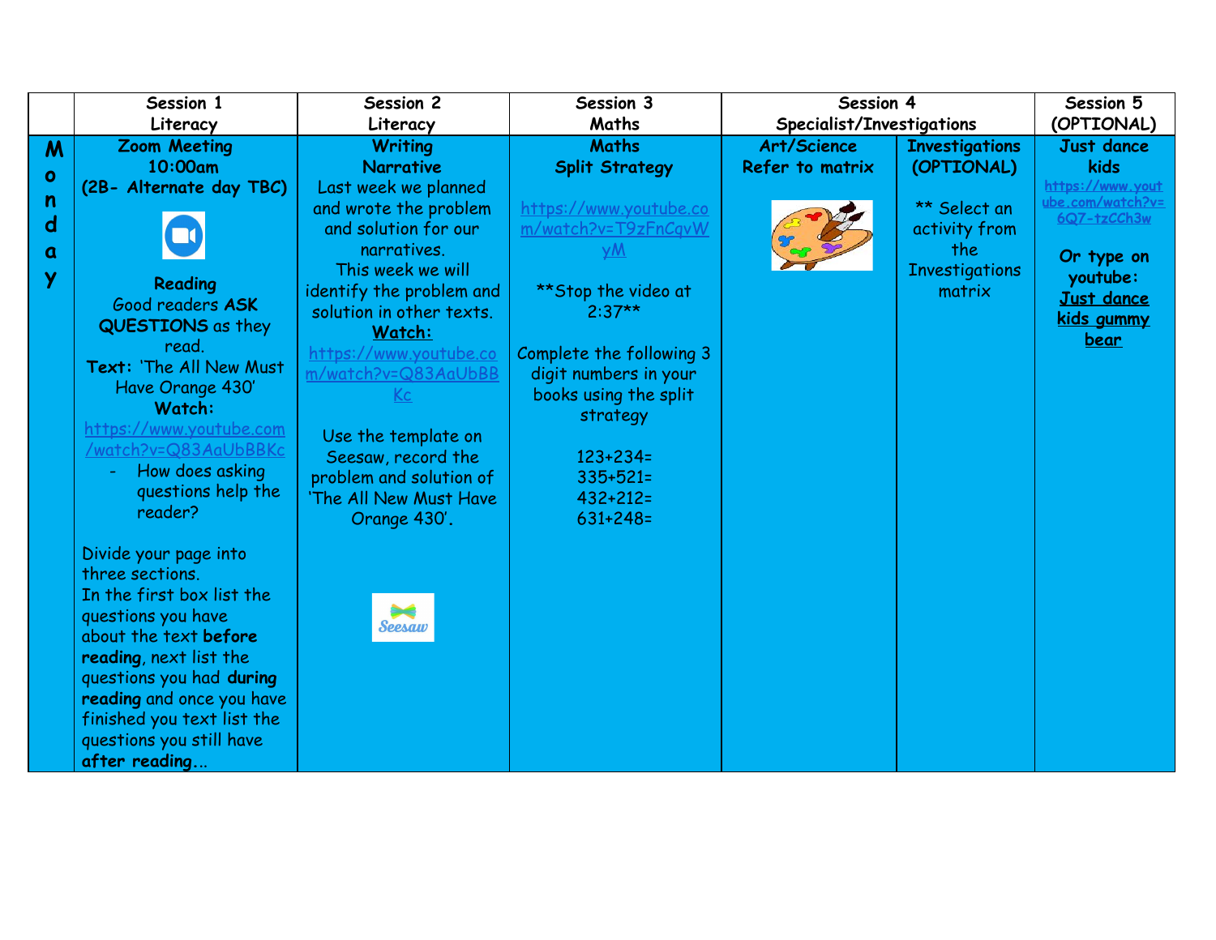| | Session 1 Literacy | Session 2 Literacy | Session 3 Maths | Session 4 Specialist/Investigations | | Session 5 (OPTIONAL) |
|---|---|---|---|---|---|---|
| **Monday** | **Zoom Meeting** **10:00am** **(2B- Alternate day TBC)** <br><br> **Reading** <br> Good readers **ASK QUESTIONS** as they read. <br> **Text:** 'The All New Must Have Orange 430' <br> **Watch:** <br> https://www.youtube.com/watch?v=Q83AaUbBBKc <br> - How does asking questions help the reader? <br><br> Divide your page into three sections. <br> In the first box list the questions you have about the text **before reading**, next list the questions you had **during reading** and once you have finished you text list the questions you still have **after reading**... | **Writing** <br> **Narrative** <br> Last week we planned and wrote the problem and solution for our narratives. <br> This week we will identify the problem and solution in other texts. <br> **Watch:** <br> https://www.youtube.com/watch?v=Q83AaUbBBKc <br><br> Use the template on Seesaw, record the problem and solution of 'The All New Must Have Orange 430'. | **Maths** <br> **Split Strategy** <br><br> https://www.youtube.com/watch?v=T9zFnCqvWyM <br><br> **Stop the video at 2:37** <br><br> Complete the following 3 digit numbers in your books using the split strategy <br><br> 123+234= <br> 335+521= <br> 432+212= <br> 631+248= | **Art/Science** **Refer to matrix** | **Investigations (OPTIONAL)** <br><br> ** Select an activity from the Investigations matrix | **Just dance kids** <br> https://www.youtube.com/watch?v=6Q7-tzCCh3w <br><br> **Or type on youtube:** <br> **Just dance kids gummy bear** |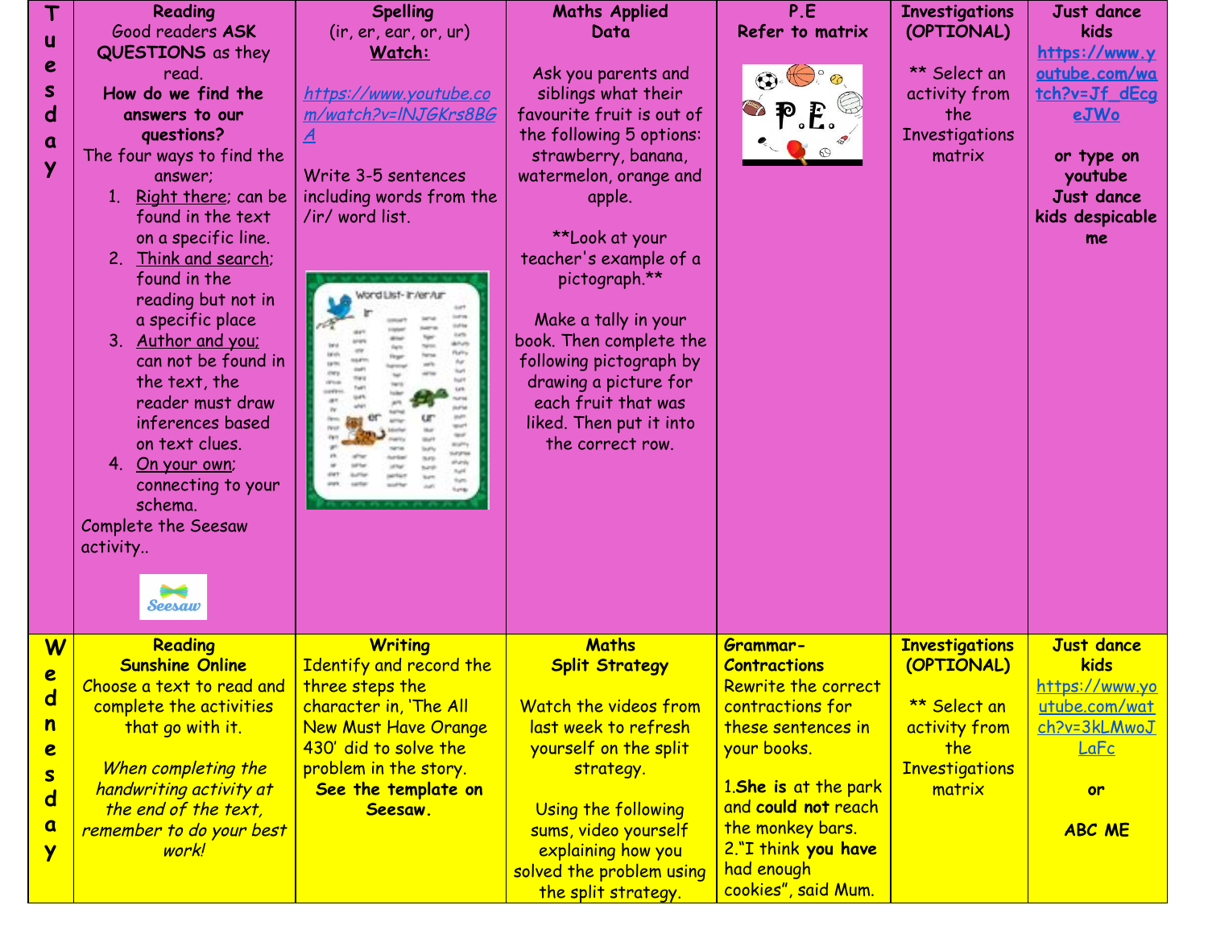| Tuesday | **Reading**<br>Good readers **ASK QUESTIONS** as they read.<br>**How do we find the answers to our questions?**<br>The four ways to find the answer;<br>1. Right there; can be found in the text on a specific line.<br>2. Think and search; found in the reading but not in a specific place<br>3. Author and you; can not be found in the text, the reader must draw inferences based on text clues.<br>4. On your own; connecting to your schema.<br>Complete the Seesaw activity.. | **Spelling**<br>(ir, er, ear, or, ur)<br>**Watch:**<br>https://www.youtube.com/watch?v=lNJGKrs8BGA<br><br>Write 3-5 sentences including words from the /ir/ word list. | **Maths Applied Data**<br>Ask you parents and siblings what their favourite fruit is out of the following 5 options: strawberry, banana, watermelon, orange and apple.<br><br>\*\*Look at your teacher's example of a pictograph.\*\*<br><br>Make a tally in your book. Then complete the following pictograph by drawing a picture for each fruit that was liked. Then put it into the correct row. | **P.E**<br>**Refer to matrix** | **Investigations (OPTIONAL)**<br>\*\* Select an activity from the Investigations matrix | **Just dance kids**<br>https://www.youtube.com/watch?v=Jf_dEcgeJWo<br><br>**or type on youtube Just dance kids despicable me** |
|---|---|---|---|---|---|---|
| Wednesday | **Reading**<br>**Sunshine Online**<br>Choose a text to read and complete the activities that go with it.<br><br>*When completing the handwriting activity at the end of the text, remember to do your best work!* | **Writing**<br>Identify and record the three steps the character in, 'The All New Must Have Orange 430' did to solve the problem in the story.<br>**See the template on Seesaw.** | **Maths**<br>**Split Strategy**<br><br>Watch the videos from last week to refresh yourself on the split strategy.<br><br>Using the following sums, video yourself explaining how you solved the problem using the split strategy. | **Grammar-Contractions**<br>Rewrite the correct contractions for these sentences in your books.<br><br>1.**She is** at the park and **could not** reach the monkey bars.<br>2."I think **you have** had enough cookies", said Mum. | **Investigations (OPTIONAL)**<br>\*\* Select an activity from the Investigations matrix | **Just dance kids**<br>https://www.youtube.com/watch?v=3kLMwoJLaFc<br><br>**or**<br><br>**ABC ME** |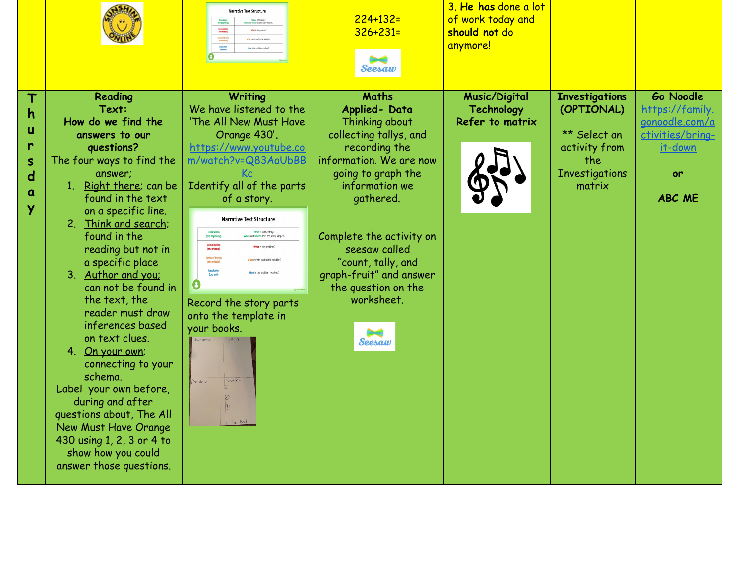| | | | | | | |
|---|---|---|---|---|---|---|
| | | | 224+132=<br>326+231= | 3. **He** has done a lot of work today and **should not** do anymore! | | |
| **Thursday** | **Reading**<br>**Text:**<br>**How do we find the answers to our questions?**<br>The four ways to find the answer;<br>1. Right there; can be found in the text on a specific line.<br>2. Think and search; found in the reading but not in a specific place<br>3. Author and you; can not be found in the text, the reader must draw inferences based on text clues.<br>4. On your own; connecting to your schema.<br>Label your own before, during and after questions about, The All New Must Have Orange 430 using 1, 2, 3 or 4 to show how you could answer those questions. | **Writing**<br>We have listened to the 'The All New Must Have Orange 430'.<br>https://www.youtube.com/watch?v=Q83AaUbBBKc<br>Identify all of the parts of a story.<br>Record the story parts onto the template in your books. | **Maths**<br>**Applied- Data**<br>Thinking about collecting tallys, and recording the information. We are now going to graph the information we gathered.<br>Complete the activity on seesaw called "count, tally, and graph-fruit" and answer the question on the worksheet. | **Music/Digital Technology**<br>**Refer to matrix** | **Investigations (OPTIONAL)**<br>** Select an activity from the Investigations matrix | **Go Noodle**<br>https://family.gonoodle.com/activities/bring-it-down<br>**or**<br>**ABC ME** |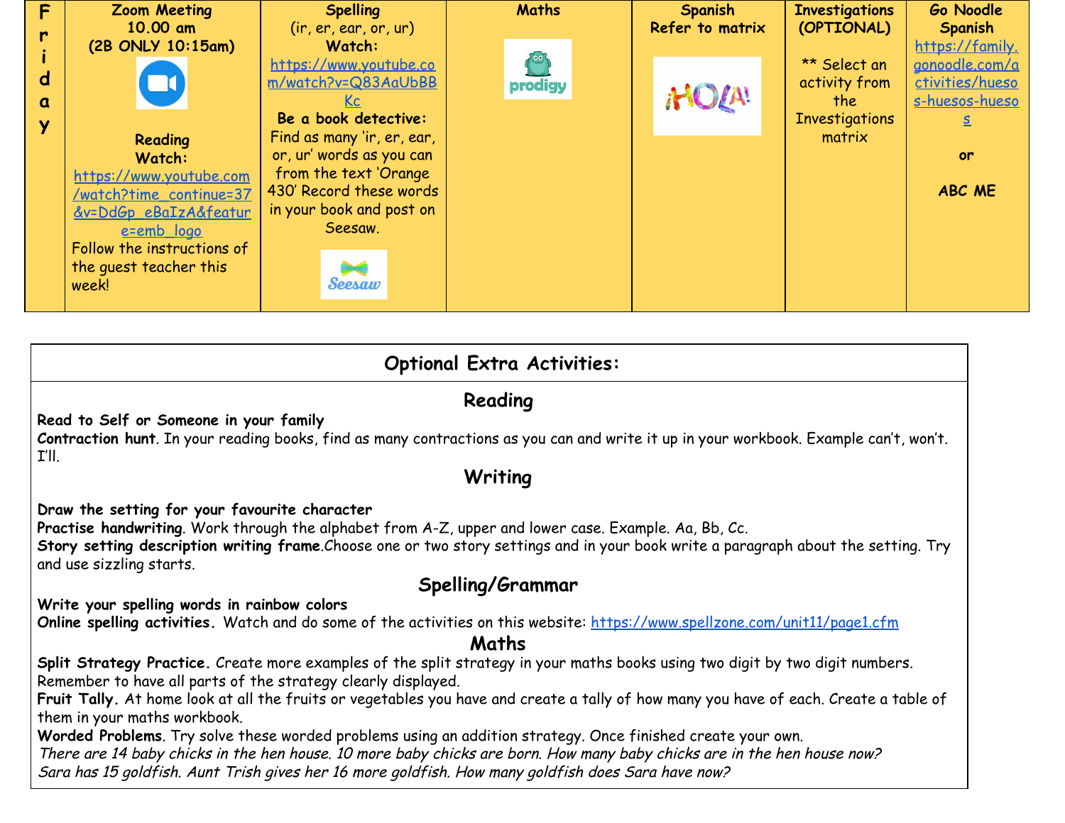| | | | | | | |
|---|---|---|---|---|---|---|
| **Friday** | **Zoom Meeting 10.00 am (2B ONLY 10:15am)**<br><br>**Reading Watch:** https://www.youtube.com/watch?time_continue=37&v=DdGp_eBaIzA&feature=emb_logo<br>Follow the instructions of the guest teacher this week! | **Spelling** (ir, er, ear, or, ur)<br>**Watch:** https://www.youtube.com/watch?v=Q83AaUbBBKc<br>**Be a book detective:** Find as many 'ir, er, ear, or, ur' words as you can from the text 'Orange 430' Record these words in your book and post on Seesaw. | **Maths**<br><br>prodigy | **Spanish** Refer to matrix<br><br>¡HOLA! | **Investigations (OPTIONAL)**<br><br>** Select an activity from the Investigations matrix | **Go Noodle Spanish** https://family.gonoodle.com/activities/huesos-huesos-huesos<br><br>**or**<br><br>**ABC ME** |

## Optional Extra Activities:

### Reading

**Read to Self or Someone in your family**

**Contraction hunt**. In your reading books, find as many contractions as you can and write it up in your workbook. Example can't, won't. I'll.

### Writing

**Draw the setting for your favourite character**

**Practise handwriting**. Work through the alphabet from A-Z, upper and lower case. Example. Aa, Bb, Cc.

**Story setting description writing frame**.Choose one or two story settings and in your book write a paragraph about the setting. Try and use sizzling starts.

### Spelling/Grammar

**Write your spelling words in rainbow colors**

**Online spelling activities.** Watch and do some of the activities on this website: https://www.spellzone.com/unit11/page1.cfm

### Maths

**Split Strategy Practice.** Create more examples of the split strategy in your maths books using two digit by two digit numbers. Remember to have all parts of the strategy clearly displayed.

**Fruit Tally.** At home look at all the fruits or vegetables you have and create a tally of how many you have of each. Create a table of them in your maths workbook.

**Worded Problems**. Try solve these worded problems using an addition strategy. Once finished create your own.

*There are 14 baby chicks in the hen house. 10 more baby chicks are born. How many baby chicks are in the hen house now?*

*Sara has 15 goldfish. Aunt Trish gives her 16 more goldfish. How many goldfish does Sara have now?*